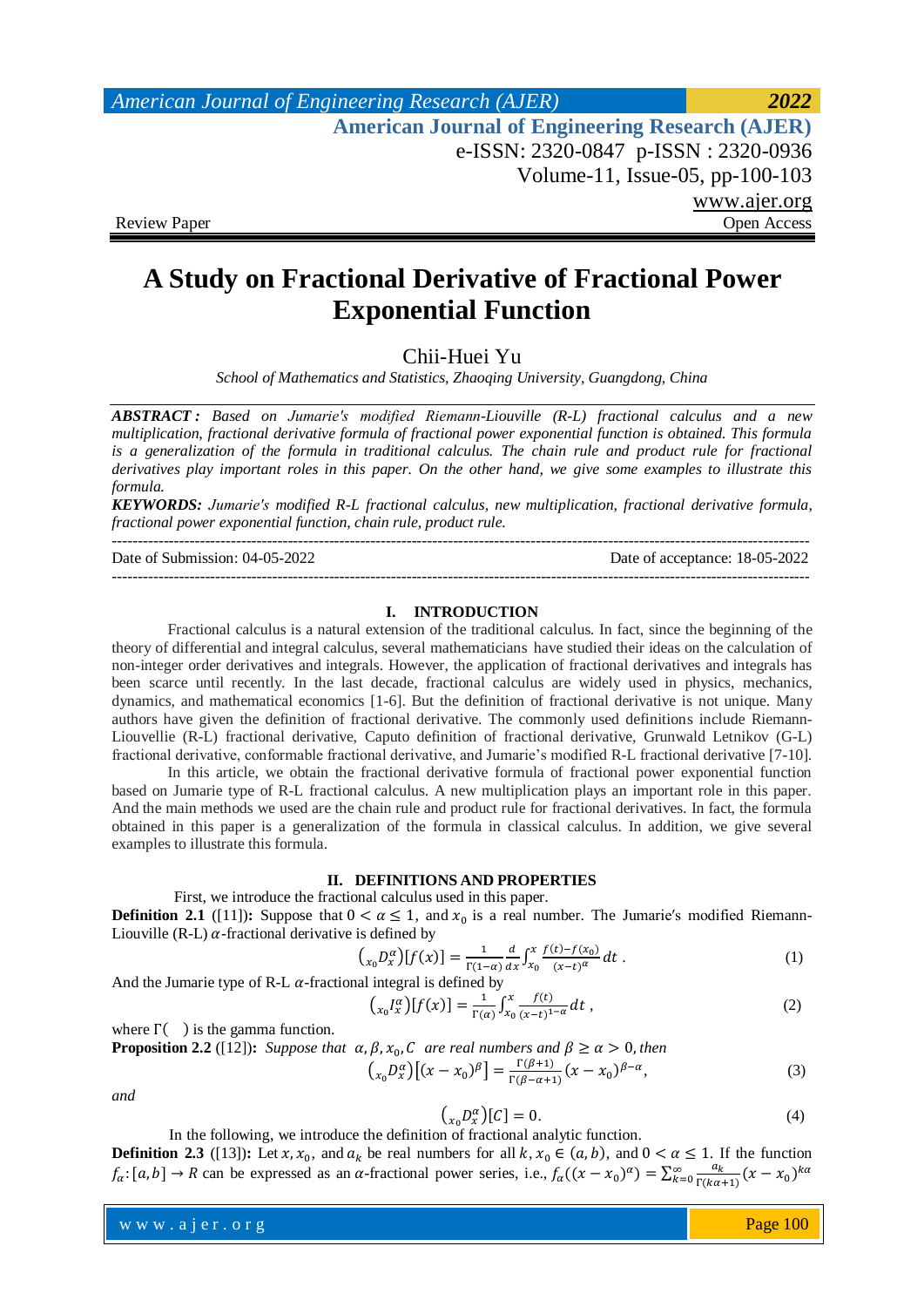Review Paper Open Access

# A Study on Fractional Derivative of Fractional Power Exponential Function

Chii-Huei Yu

*School of Mathematics and Statistics, Zhaoqing University, Guangdong, China*

***ABSTRACT :*** *Based on Jumarie's modified Riemann-Liouville (R-L) fractional calculus and a new multiplication, fractional derivative formula of fractional power exponential function is obtained. This formula is a generalization of the formula in traditional calculus. The chain rule and product rule for fractional derivatives play important roles in this paper. On the other hand, we give some examples to illustrate this formula.*

***KEYWORDS:*** *Jumarie's modified R-L fractional calculus, new multiplication, fractional derivative formula, fractional power exponential function, chain rule, product rule.*

---

Date of Submission: 04-05-2022 Date of acceptance: 18-05-2022

---

## I. INTRODUCTION

Fractional calculus is a natural extension of the traditional calculus. In fact, since the beginning of the theory of differential and integral calculus, several mathematicians have studied their ideas on the calculation of non-integer order derivatives and integrals. However, the application of fractional derivatives and integrals has been scarce until recently. In the last decade, fractional calculus are widely used in physics, mechanics, dynamics, and mathematical economics [1-6]. But the definition of fractional derivative is not unique. Many authors have given the definition of fractional derivative. The commonly used definitions include Riemann-Liouvellie (R-L) fractional derivative, Caputo definition of fractional derivative, Grunwald Letnikov (G-L) fractional derivative, conformable fractional derivative, and Jumarie's modified R-L fractional derivative [7-10].

In this article, we obtain the fractional derivative formula of fractional power exponential function based on Jumarie type of R-L fractional calculus. A new multiplication plays an important role in this paper. And the main methods we used are the chain rule and product rule for fractional derivatives. In fact, the formula obtained in this paper is a generalization of the formula in classical calculus. In addition, we give several examples to illustrate this formula.

## II. DEFINITIONS AND PROPERTIES

First, we introduce the fractional calculus used in this paper.

**Definition 2.1** ([11])**:** Suppose that $0 < \alpha \leq 1$, and $x_0$ is a real number. The Jumarie's modified Riemann-Liouville (R-L) $\alpha$-fractional derivative is defined by

$$\left({}_{x_0}D_x^{\alpha}\right)[f(x)] = \frac{1}{\Gamma(1-\alpha)}\frac{d}{dx}\int_{x_0}^{x}\frac{f(t)-f(x_0)}{(x-t)^{\alpha}}dt\,. \tag{1}$$

And the Jumarie type of R-L $\alpha$-fractional integral is defined by

$$\left({}_{x_0}I_x^{\alpha}\right)[f(x)] = \frac{1}{\Gamma(\alpha)}\int_{x_0}^{x}\frac{f(t)}{(x-t)^{1-\alpha}}dt\,, \tag{2}$$

where $\Gamma(\ )$ is the gamma function.

**Proposition 2.2** ([12])**:** *Suppose that* $\alpha, \beta, x_0, C$ *are real numbers and* $\beta \geq \alpha > 0$, *then*

$$\left({}_{x_0}D_x^{\alpha}\right)\left[(x-x_0)^{\beta}\right] = \frac{\Gamma(\beta+1)}{\Gamma(\beta-\alpha+1)}(x-x_0)^{\beta-\alpha}, \tag{3}$$

*and*

$$\left({}_{x_0}D_x^{\alpha}\right)[C] = 0. \tag{4}$$

In the following, we introduce the definition of fractional analytic function.

**Definition 2.3** ([13])**:** Let $x, x_0$, and $a_k$ be real numbers for all $k$, $x_0 \in (a,b)$, and $0 < \alpha \leq 1$. If the function $f_{\alpha}: [a,b] \to R$ can be expressed as an $\alpha$-fractional power series, i.e., $f_{\alpha}((x-x_0)^{\alpha}) = \sum_{k=0}^{\infty}\frac{a_k}{\Gamma(k\alpha+1)}(x-x_0)^{k\alpha}$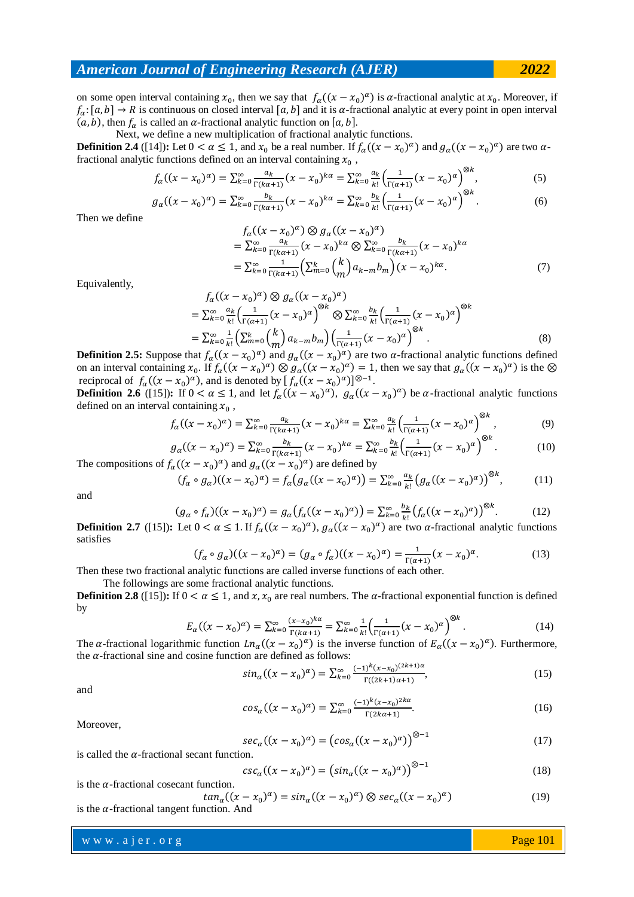on some open interval containing $x_0$, then we say that $f_\alpha((x-x_0)^\alpha)$ is $\alpha$-fractional analytic at $x_0$. Moreover, if $f_\alpha:[a,b] \to R$ is continuous on closed interval $[a,b]$ and it is $\alpha$-fractional analytic at every point in open interval $(a,b)$, then $f_\alpha$ is called an $\alpha$-fractional analytic function on $[a,b]$.

Next, we define a new multiplication of fractional analytic functions.

**Definition 2.4** ([14])**:** Let $0 < \alpha \leq 1$, and $x_0$ be a real number. If $f_\alpha((x-x_0)^\alpha)$ and $g_\alpha((x-x_0)^\alpha)$ are two $\alpha$-fractional analytic functions defined on an interval containing $x_0$ ,

$$f_\alpha((x-x_0)^\alpha) = \sum_{k=0}^{\infty} \frac{a_k}{\Gamma(k\alpha+1)}(x-x_0)^{k\alpha} = \sum_{k=0}^{\infty} \frac{a_k}{k!}\left(\frac{1}{\Gamma(\alpha+1)}(x-x_0)^\alpha\right)^{\otimes k}, \tag{5}$$

$$g_\alpha((x-x_0)^\alpha) = \sum_{k=0}^{\infty} \frac{b_k}{\Gamma(k\alpha+1)}(x-x_0)^{k\alpha} = \sum_{k=0}^{\infty} \frac{b_k}{k!}\left(\frac{1}{\Gamma(\alpha+1)}(x-x_0)^\alpha\right)^{\otimes k}. \tag{6}$$

Then we define

$$\begin{aligned} &f_\alpha((x-x_0)^\alpha) \otimes g_\alpha((x-x_0)^\alpha) \\ &= \sum_{k=0}^{\infty} \frac{a_k}{\Gamma(k\alpha+1)}(x-x_0)^{k\alpha} \otimes \sum_{k=0}^{\infty} \frac{b_k}{\Gamma(k\alpha+1)}(x-x_0)^{k\alpha} \\ &= \sum_{k=0}^{\infty} \frac{1}{\Gamma(k\alpha+1)}\left(\sum_{m=0}^{k} \binom{k}{m} a_{k-m} b_m\right)(x-x_0)^{k\alpha}. \end{aligned} \tag{7}$$

Equivalently,

$$\begin{aligned} &f_\alpha((x-x_0)^\alpha) \otimes g_\alpha((x-x_0)^\alpha) \\ &= \sum_{k=0}^{\infty} \frac{a_k}{k!}\left(\frac{1}{\Gamma(\alpha+1)}(x-x_0)^\alpha\right)^{\otimes k} \otimes \sum_{k=0}^{\infty} \frac{b_k}{k!}\left(\frac{1}{\Gamma(\alpha+1)}(x-x_0)^\alpha\right)^{\otimes k} \\ &= \sum_{k=0}^{\infty} \frac{1}{k!}\left(\sum_{m=0}^{k} \binom{k}{m} a_{k-m} b_m\right)\left(\frac{1}{\Gamma(\alpha+1)}(x-x_0)^\alpha\right)^{\otimes k}. \end{aligned} \tag{8}$$

**Definition 2.5:** Suppose that $f_\alpha((x-x_0)^\alpha)$ and $g_\alpha((x-x_0)^\alpha)$ are two $\alpha$-fractional analytic functions defined on an interval containing $x_0$. If $f_\alpha((x-x_0)^\alpha) \otimes g_\alpha((x-x_0)^\alpha) = 1$, then we say that $g_\alpha((x-x_0)^\alpha)$ is the $\otimes$ reciprocal of $f_\alpha((x-x_0)^\alpha)$, and is denoted by $[f_\alpha((x-x_0)^\alpha)]^{\otimes -1}$.

**Definition 2.6** ([15])**:** If $0 < \alpha \leq 1$, and let $f_\alpha((x-x_0)^\alpha)$, $g_\alpha((x-x_0)^\alpha)$ be $\alpha$-fractional analytic functions defined on an interval containing $x_0$ ,

$$f_\alpha((x-x_0)^\alpha) = \sum_{k=0}^{\infty} \frac{a_k}{\Gamma(k\alpha+1)}(x-x_0)^{k\alpha} = \sum_{k=0}^{\infty} \frac{a_k}{k!}\left(\frac{1}{\Gamma(\alpha+1)}(x-x_0)^\alpha\right)^{\otimes k}, \tag{9}$$

$$g_\alpha((x-x_0)^\alpha) = \sum_{k=0}^{\infty} \frac{b_k}{\Gamma(k\alpha+1)}(x-x_0)^{k\alpha} = \sum_{k=0}^{\infty} \frac{b_k}{k!}\left(\frac{1}{\Gamma(\alpha+1)}(x-x_0)^\alpha\right)^{\otimes k}. \tag{10}$$

The compositions of $f_\alpha((x-x_0)^\alpha)$ and $g_\alpha((x-x_0)^\alpha)$ are defined by

$$(f_\alpha \circ g_\alpha)((x-x_0)^\alpha) = f_\alpha\big(g_\alpha((x-x_0)^\alpha)\big) = \sum_{k=0}^{\infty} \frac{a_k}{k!}\big(g_\alpha((x-x_0)^\alpha)\big)^{\otimes k}, \tag{11}$$

and

$$(g_\alpha \circ f_\alpha)((x-x_0)^\alpha) = g_\alpha\big(f_\alpha((x-x_0)^\alpha)\big) = \sum_{k=0}^{\infty} \frac{b_k}{k!}\big(f_\alpha((x-x_0)^\alpha)\big)^{\otimes k}. \tag{12}$$

**Definition 2.7** ([15])**:** Let $0 < \alpha \leq 1$. If $f_\alpha((x-x_0)^\alpha)$, $g_\alpha((x-x_0)^\alpha)$ are two $\alpha$-fractional analytic functions satisfies

$$(f_\alpha \circ g_\alpha)((x-x_0)^\alpha) = (g_\alpha \circ f_\alpha)((x-x_0)^\alpha) = \frac{1}{\Gamma(\alpha+1)}(x-x_0)^\alpha. \tag{13}$$

Then these two fractional analytic functions are called inverse functions of each other.

The followings are some fractional analytic functions.

**Definition 2.8** ([15])**:** If $0 < \alpha \leq 1$, and $x, x_0$ are real numbers. The $\alpha$-fractional exponential function is defined by

$$E_\alpha((x-x_0)^\alpha) = \sum_{k=0}^{\infty} \frac{(x-x_0)^{k\alpha}}{\Gamma(k\alpha+1)} = \sum_{k=0}^{\infty} \frac{1}{k!}\left(\frac{1}{\Gamma(\alpha+1)}(x-x_0)^\alpha\right)^{\otimes k}. \tag{14}$$

The $\alpha$-fractional logarithmic function $Ln_\alpha((x-x_0)^\alpha)$ is the inverse function of $E_\alpha((x-x_0)^\alpha)$. Furthermore, the $\alpha$-fractional sine and cosine function are defined as follows:

$$sin_\alpha((x-x_0)^\alpha) = \sum_{k=0}^{\infty} \frac{(-1)^k (x-x_0)^{(2k+1)\alpha}}{\Gamma((2k+1)\alpha+1)}, \tag{15}$$

and

$$cos_\alpha((x-x_0)^\alpha) = \sum_{k=0}^{\infty} \frac{(-1)^k (x-x_0)^{2k\alpha}}{\Gamma(2k\alpha+1)}. \tag{16}$$

Moreover,

$$sec_\alpha((x-x_0)^\alpha) = \big(cos_\alpha((x-x_0)^\alpha)\big)^{\otimes -1} \tag{17}$$

is called the $\alpha$-fractional secant function.

$$csc_\alpha((x-x_0)^\alpha) = \big(sin_\alpha((x-x_0)^\alpha)\big)^{\otimes -1} \tag{18}$$

is the $\alpha$-fractional cosecant function.

$$tan_\alpha((x-x_0)^\alpha) = sin_\alpha((x-x_0)^\alpha) \otimes sec_\alpha((x-x_0)^\alpha) \tag{19}$$

is the $\alpha$-fractional tangent function. And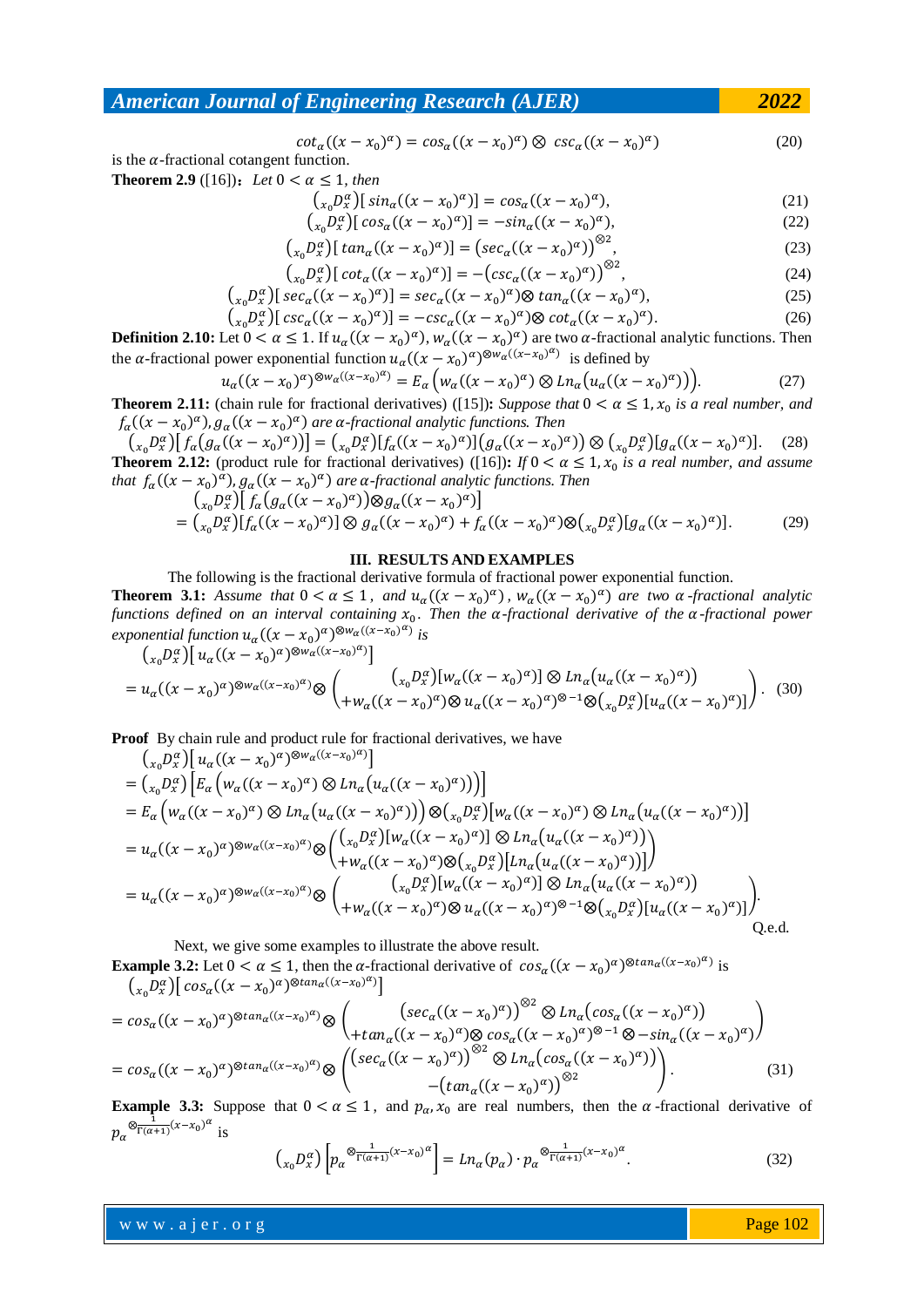$$cot_\alpha((x-x_0)^\alpha) = cos_\alpha((x-x_0)^\alpha) \otimes csc_\alpha((x-x_0)^\alpha) \tag{20}$$

is the $\alpha$-fractional cotangent function.

**Theorem 2.9** ([16])**:** *Let* $0 < \alpha \le 1$, *then*

$$\left({}_{x_0}D_x^\alpha\right)[sin_\alpha((x-x_0)^\alpha)] = cos_\alpha((x-x_0)^\alpha), \tag{21}$$

$$\left({}_{x_0}D_x^\alpha\right)[cos_\alpha((x-x_0)^\alpha)] = -sin_\alpha((x-x_0)^\alpha), \tag{22}$$

$$\left({}_{x_0}D_x^\alpha\right)[tan_\alpha((x-x_0)^\alpha)] = \left(sec_\alpha((x-x_0)^\alpha)\right)^{\otimes 2}, \tag{23}$$

$$\left({}_{x_0}D_x^\alpha\right)[cot_\alpha((x-x_0)^\alpha)] = -\left(csc_\alpha((x-x_0)^\alpha)\right)^{\otimes 2}, \tag{24}$$

$$\left({}_{x_0}D_x^\alpha\right)[sec_\alpha((x-x_0)^\alpha)] = sec_\alpha((x-x_0)^\alpha)\otimes tan_\alpha((x-x_0)^\alpha), \tag{25}$$

$$\left({}_{x_0}D_x^\alpha\right)[csc_\alpha((x-x_0)^\alpha)] = -csc_\alpha((x-x_0)^\alpha)\otimes cot_\alpha((x-x_0)^\alpha). \tag{26}$$

**Definition 2.10:** Let $0 < \alpha \le 1$. If $u_\alpha((x-x_0)^\alpha)$, $w_\alpha((x-x_0)^\alpha)$ are two $\alpha$-fractional analytic functions. Then the $\alpha$-fractional power exponential function $u_\alpha((x-x_0)^\alpha)^{\otimes w_\alpha((x-x_0)^\alpha)}$ is defined by

$$u_\alpha((x-x_0)^\alpha)^{\otimes w_\alpha((x-x_0)^\alpha)} = E_\alpha\left(w_\alpha((x-x_0)^\alpha)\otimes Ln_\alpha\left(u_\alpha((x-x_0)^\alpha)\right)\right). \tag{27}$$

**Theorem 2.11:** (chain rule for fractional derivatives) ([15])**:** *Suppose that* $0 < \alpha \le 1$, $x_0$ *is a real number, and* $f_\alpha((x-x_0)^\alpha)$, $g_\alpha((x-x_0)^\alpha)$ *are* $\alpha$*-fractional analytic functions. Then*

$$\left({}_{x_0}D_x^\alpha\right)\left[f_\alpha\left(g_\alpha((x-x_0)^\alpha)\right)\right] = \left({}_{x_0}D_x^\alpha\right)[f_\alpha((x-x_0)^\alpha)]\left(g_\alpha((x-x_0)^\alpha)\right)\otimes\left({}_{x_0}D_x^\alpha\right)[g_\alpha((x-x_0)^\alpha)]. \tag{28}$$

**Theorem 2.12:** (product rule for fractional derivatives) ([16])**:** *If* $0 < \alpha \le 1$, $x_0$ *is a real number, and assume that* $f_\alpha((x-x_0)^\alpha)$, $g_\alpha((x-x_0)^\alpha)$ *are* $\alpha$*-fractional analytic functions. Then*

$$\begin{aligned}
&\left({}_{x_0}D_x^\alpha\right)\left[f_\alpha\left(g_\alpha((x-x_0)^\alpha)\right)\otimes g_\alpha((x-x_0)^\alpha)\right] \\
&= \left({}_{x_0}D_x^\alpha\right)[f_\alpha((x-x_0)^\alpha)]\otimes g_\alpha((x-x_0)^\alpha) + f_\alpha((x-x_0)^\alpha)\otimes\left({}_{x_0}D_x^\alpha\right)[g_\alpha((x-x_0)^\alpha)].
\end{aligned} \tag{29}$$

## III. RESULTS AND EXAMPLES

The following is the fractional derivative formula of fractional power exponential function.

**Theorem 3.1:** *Assume that* $0 < \alpha \le 1$, *and* $u_\alpha((x-x_0)^\alpha)$, $w_\alpha((x-x_0)^\alpha)$ *are two* $\alpha$*-fractional analytic functions defined on an interval containing* $x_0$. *Then the* $\alpha$*-fractional derivative of the* $\alpha$*-fractional power exponential function* $u_\alpha((x-x_0)^\alpha)^{\otimes w_\alpha((x-x_0)^\alpha)}$ *is*

$$\begin{aligned}
&\left({}_{x_0}D_x^\alpha\right)\left[u_\alpha((x-x_0)^\alpha)^{\otimes w_\alpha((x-x_0)^\alpha)}\right] \\
&= u_\alpha((x-x_0)^\alpha)^{\otimes w_\alpha((x-x_0)^\alpha)}\otimes\begin{pmatrix}\left({}_{x_0}D_x^\alpha\right)[w_\alpha((x-x_0)^\alpha)]\otimes Ln_\alpha\left(u_\alpha((x-x_0)^\alpha)\right) \\ +w_\alpha((x-x_0)^\alpha)\otimes u_\alpha((x-x_0)^\alpha)^{\otimes -1}\otimes\left({}_{x_0}D_x^\alpha\right)[u_\alpha((x-x_0)^\alpha)]\end{pmatrix}.
\end{aligned} \tag{30}$$

**Proof** By chain rule and product rule for fractional derivatives, we have

$$\begin{aligned}
&\left({}_{x_0}D_x^\alpha\right)\left[u_\alpha((x-x_0)^\alpha)^{\otimes w_\alpha((x-x_0)^\alpha)}\right] \\
&= \left({}_{x_0}D_x^\alpha\right)\left[E_\alpha\left(w_\alpha((x-x_0)^\alpha)\otimes Ln_\alpha\left(u_\alpha((x-x_0)^\alpha)\right)\right)\right] \\
&= E_\alpha\left(w_\alpha((x-x_0)^\alpha)\otimes Ln_\alpha\left(u_\alpha((x-x_0)^\alpha)\right)\right)\otimes\left({}_{x_0}D_x^\alpha\right)\left[w_\alpha((x-x_0)^\alpha)\otimes Ln_\alpha\left(u_\alpha((x-x_0)^\alpha)\right)\right] \\
&= u_\alpha((x-x_0)^\alpha)^{\otimes w_\alpha((x-x_0)^\alpha)}\otimes\begin{pmatrix}\left({}_{x_0}D_x^\alpha\right)[w_\alpha((x-x_0)^\alpha)]\otimes Ln_\alpha\left(u_\alpha((x-x_0)^\alpha)\right) \\ +w_\alpha((x-x_0)^\alpha)\otimes\left({}_{x_0}D_x^\alpha\right)\left[Ln_\alpha\left(u_\alpha((x-x_0)^\alpha)\right)\right]\end{pmatrix} \\
&= u_\alpha((x-x_0)^\alpha)^{\otimes w_\alpha((x-x_0)^\alpha)}\otimes\begin{pmatrix}\left({}_{x_0}D_x^\alpha\right)[w_\alpha((x-x_0)^\alpha)]\otimes Ln_\alpha\left(u_\alpha((x-x_0)^\alpha)\right) \\ +w_\alpha((x-x_0)^\alpha)\otimes u_\alpha((x-x_0)^\alpha)^{\otimes -1}\otimes\left({}_{x_0}D_x^\alpha\right)[u_\alpha((x-x_0)^\alpha)]\end{pmatrix}.
\end{aligned}$$

Q.e.d.

Next, we give some examples to illustrate the above result.

**Example 3.2:** Let $0 < \alpha \le 1$, then the $\alpha$-fractional derivative of $cos_\alpha((x-x_0)^\alpha)^{\otimes tan_\alpha((x-x_0)^\alpha)}$ is

$$\begin{aligned}
&\left({}_{x_0}D_x^\alpha\right)\left[cos_\alpha((x-x_0)^\alpha)^{\otimes tan_\alpha((x-x_0)^\alpha)}\right] \\
&= cos_\alpha((x-x_0)^\alpha)^{\otimes tan_\alpha((x-x_0)^\alpha)}\otimes\begin{pmatrix}\left(sec_\alpha((x-x_0)^\alpha)\right)^{\otimes 2}\otimes Ln_\alpha\left(cos_\alpha((x-x_0)^\alpha)\right) \\ +tan_\alpha((x-x_0)^\alpha)\otimes cos_\alpha((x-x_0)^\alpha)^{\otimes -1}\otimes -sin_\alpha((x-x_0)^\alpha)\end{pmatrix} \\
&= cos_\alpha((x-x_0)^\alpha)^{\otimes tan_\alpha((x-x_0)^\alpha)}\otimes\begin{pmatrix}\left(sec_\alpha((x-x_0)^\alpha)\right)^{\otimes 2}\otimes Ln_\alpha\left(cos_\alpha((x-x_0)^\alpha)\right) \\ -\left(tan_\alpha((x-x_0)^\alpha)\right)^{\otimes 2}\end{pmatrix}.
\end{aligned} \tag{31}$$

**Example 3.3:** Suppose that $0 < \alpha \le 1$, and $p_\alpha, x_0$ are real numbers, then the $\alpha$-fractional derivative of $p_\alpha^{\otimes\frac{1}{\Gamma(\alpha+1)}(x-x_0)^\alpha}$ is

$$\left({}_{x_0}D_x^\alpha\right)\left[p_\alpha^{\otimes\frac{1}{\Gamma(\alpha+1)}(x-x_0)^\alpha}\right] = Ln_\alpha(p_\alpha)\cdot p_\alpha^{\otimes\frac{1}{\Gamma(\alpha+1)}(x-x_0)^\alpha}. \tag{32}$$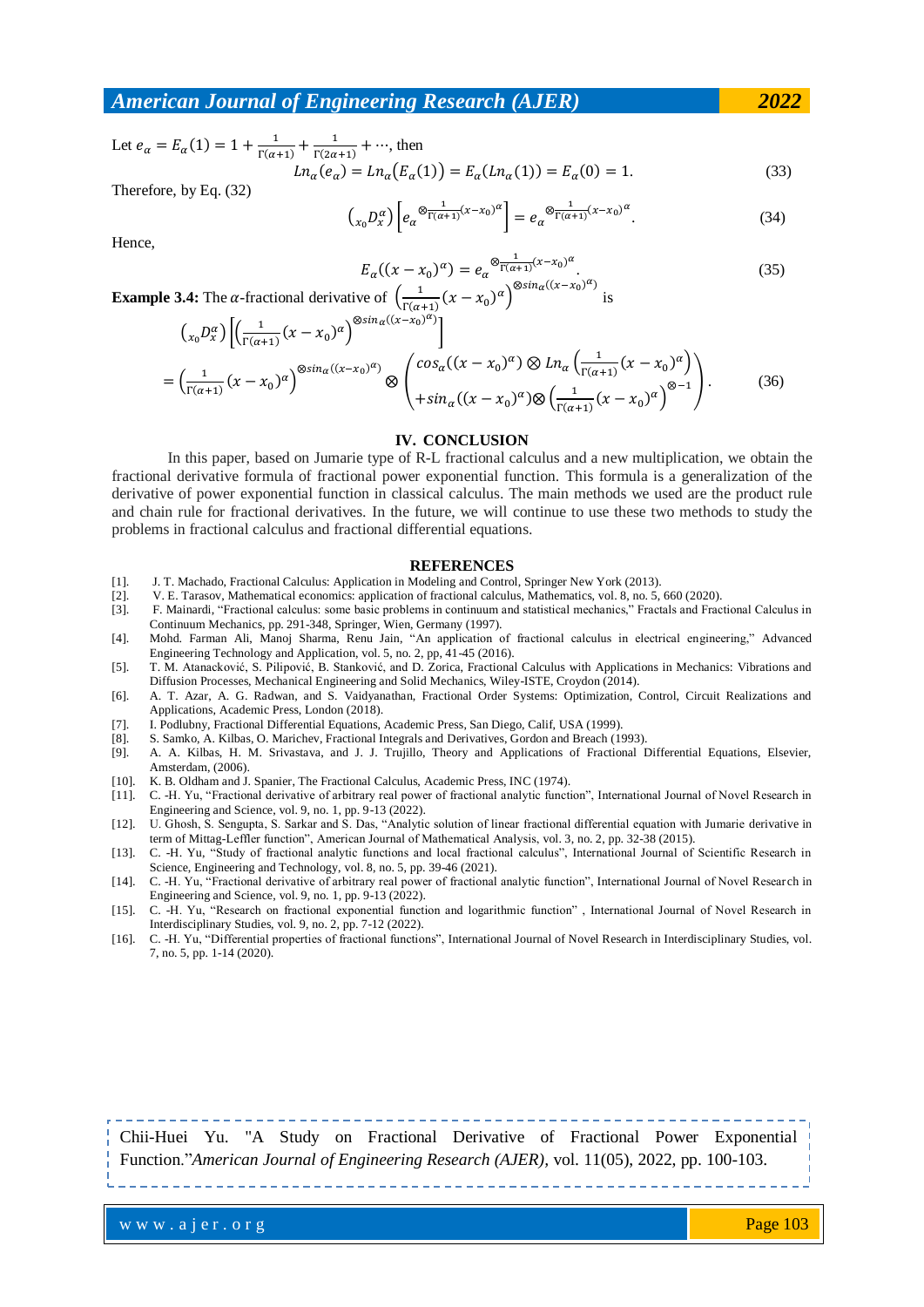Let $e_\alpha = E_\alpha(1) = 1 + \frac{1}{\Gamma(\alpha+1)} + \frac{1}{\Gamma(2\alpha+1)} + \cdots$, then

$$Ln_\alpha(e_\alpha) = Ln_\alpha(E_\alpha(1)) = E_\alpha(Ln_\alpha(1)) = E_\alpha(0) = 1. \tag{33}$$

Therefore, by Eq. (32)

$$\left({}_{x_0}D_x^\alpha\right)\left[e_\alpha^{\otimes \frac{1}{\Gamma(\alpha+1)}(x-x_0)^\alpha}\right] = e_\alpha^{\otimes \frac{1}{\Gamma(\alpha+1)}(x-x_0)^\alpha}. \tag{34}$$

Hence,

$$E_\alpha((x-x_0)^\alpha) = e_\alpha^{\otimes \frac{1}{\Gamma(\alpha+1)}(x-x_0)^\alpha}. \tag{35}$$

**Example 3.4:** The $\alpha$-fractional derivative of $\left(\frac{1}{\Gamma(\alpha+1)}(x-x_0)^\alpha\right)^{\otimes sin_\alpha((x-x_0)^\alpha)}$ is

$$\left({}_{x_0}D_x^\alpha\right)\left[\left(\frac{1}{\Gamma(\alpha+1)}(x-x_0)^\alpha\right)^{\otimes sin_\alpha((x-x_0)^\alpha)}\right]$$

$$= \left(\frac{1}{\Gamma(\alpha+1)}(x-x_0)^\alpha\right)^{\otimes sin_\alpha((x-x_0)^\alpha)} \otimes \begin{pmatrix} cos_\alpha((x-x_0)^\alpha) \otimes Ln_\alpha\left(\frac{1}{\Gamma(\alpha+1)}(x-x_0)^\alpha\right) \\ +sin_\alpha((x-x_0)^\alpha) \otimes \left(\frac{1}{\Gamma(\alpha+1)}(x-x_0)^\alpha\right)^{\otimes -1} \end{pmatrix}. \tag{36}$$

## IV. CONCLUSION

In this paper, based on Jumarie type of R-L fractional calculus and a new multiplication, we obtain the fractional derivative formula of fractional power exponential function. This formula is a generalization of the derivative of power exponential function in classical calculus. The main methods we used are the product rule and chain rule for fractional derivatives. In the future, we will continue to use these two methods to study the problems in fractional calculus and fractional differential equations.

## REFERENCES

[1]. J. T. Machado, Fractional Calculus: Application in Modeling and Control, Springer New York (2013).
[2]. V. E. Tarasov, Mathematical economics: application of fractional calculus, Mathematics, vol. 8, no. 5, 660 (2020).
[3]. F. Mainardi, "Fractional calculus: some basic problems in continuum and statistical mechanics," Fractals and Fractional Calculus in Continuum Mechanics, pp. 291-348, Springer, Wien, Germany (1997).
[4]. Mohd. Farman Ali, Manoj Sharma, Renu Jain, "An application of fractional calculus in electrical engineering," Advanced Engineering Technology and Application, vol. 5, no. 2, pp, 41-45 (2016).
[5]. T. M. Atanacković, S. Pilipović, B. Stanković, and D. Zorica, Fractional Calculus with Applications in Mechanics: Vibrations and Diffusion Processes, Mechanical Engineering and Solid Mechanics, Wiley-ISTE, Croydon (2014).
[6]. A. T. Azar, A. G. Radwan, and S. Vaidyanathan, Fractional Order Systems: Optimization, Control, Circuit Realizations and Applications, Academic Press, London (2018).
[7]. I. Podlubny, Fractional Differential Equations, Academic Press, San Diego, Calif, USA (1999).
[8]. S. Samko, A. Kilbas, O. Marichev, Fractional Integrals and Derivatives, Gordon and Breach (1993).
[9]. A. A. Kilbas, H. M. Srivastava, and J. J. Trujillo, Theory and Applications of Fractional Differential Equations, Elsevier, Amsterdam, (2006).
[10]. K. B. Oldham and J. Spanier, The Fractional Calculus, Academic Press, INC (1974).
[11]. C. -H. Yu, "Fractional derivative of arbitrary real power of fractional analytic function", International Journal of Novel Research in Engineering and Science, vol. 9, no. 1, pp. 9-13 (2022).
[12]. U. Ghosh, S. Sengupta, S. Sarkar and S. Das, "Analytic solution of linear fractional differential equation with Jumarie derivative in term of Mittag-Leffler function", American Journal of Mathematical Analysis, vol. 3, no. 2, pp. 32-38 (2015).
[13]. C. -H. Yu, "Study of fractional analytic functions and local fractional calculus", International Journal of Scientific Research in Science, Engineering and Technology, vol. 8, no. 5, pp. 39-46 (2021).
[14]. C. -H. Yu, "Fractional derivative of arbitrary real power of fractional analytic function", International Journal of Novel Research in Engineering and Science, vol. 9, no. 1, pp. 9-13 (2022).
[15]. C. -H. Yu, "Research on fractional exponential function and logarithmic function" , International Journal of Novel Research in Interdisciplinary Studies, vol. 9, no. 2, pp. 7-12 (2022).
[16]. C. -H. Yu, "Differential properties of fractional functions", International Journal of Novel Research in Interdisciplinary Studies, vol. 7, no. 5, pp. 1-14 (2020).

Chii-Huei Yu. "A Study on Fractional Derivative of Fractional Power Exponential Function."*American Journal of Engineering Research (AJER)*, vol. 11(05), 2022, pp. 100-103.